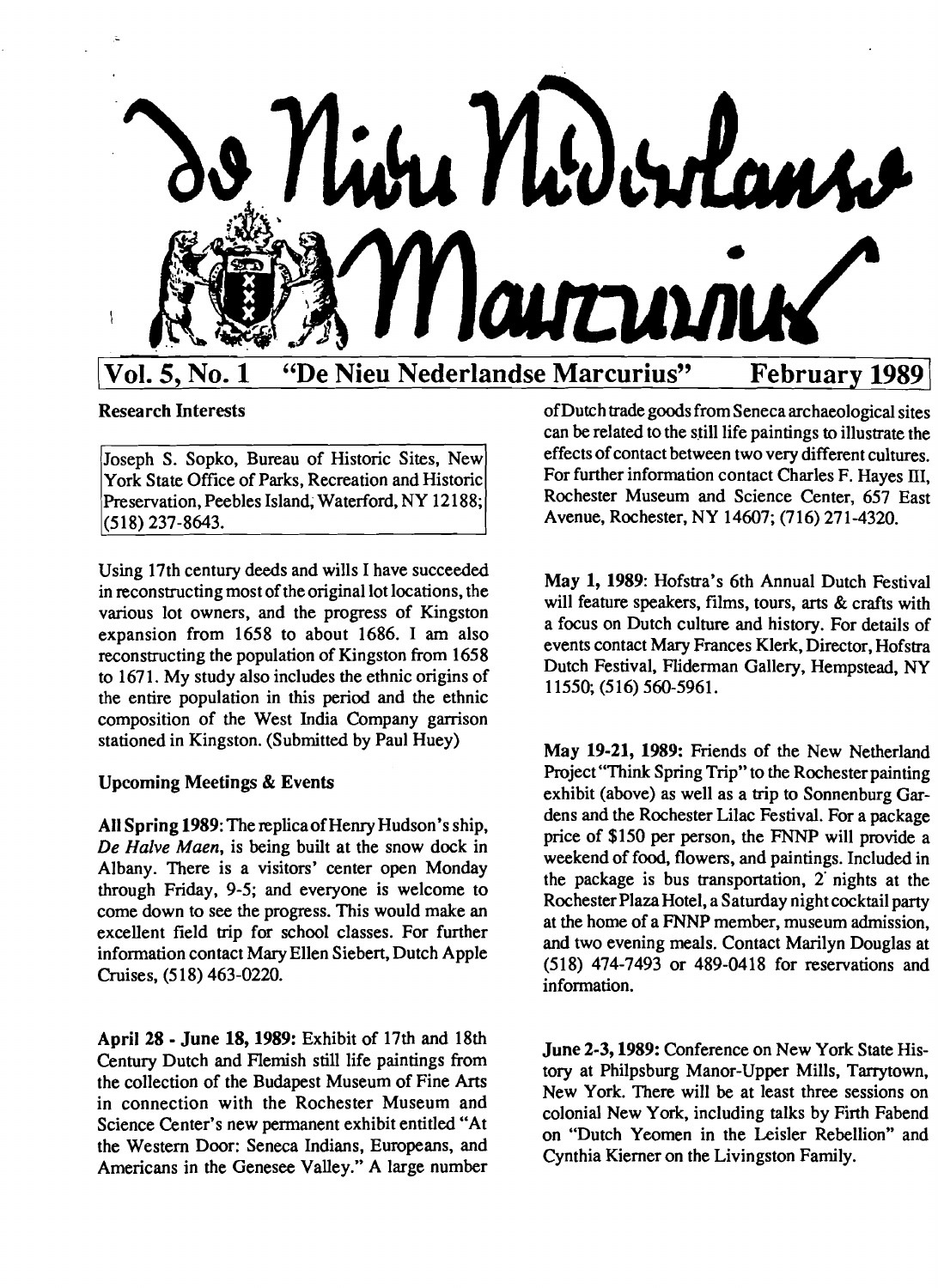# De Nieu Nederlandse Marcurius

**Vol. 5, No. 1 "De Nieu Nederlandse Marcurius" February 1989**

## Research Interests

Joseph S. Sopko, Bureau of Historic Sites, New York State Office of Parks, Recreation and Historic Preservation, Peebles Island, Waterford, NY 12188; (518) 237-8643.

Using 17th century deeds and wills I have succeeded in reconstructing most of the original lot locations, the various lot owners, and the progress of Kingston expansion from 1658 to about 1686. I am also reconstructing the population of Kingston from 1658 to 1671. My study also includes the ethnic origins of the entire population in this period and the ethnic composition of the West India Company garrison stationed in Kingston. (Submitted by Paul Huey)

## Upcoming Meetings & Events

**All Spring 1989:** The replica of Henry Hudson's ship, *De Halve Maen*, is being built at the snow dock in Albany. There is a visitors' center open Monday through Friday, 9-5; and everyone is welcome to come down to see the progress. This would make an excellent field trip for school classes. For further information contact Mary Ellen Siebert, Dutch Apple Cruises, (518) 463-0220.

**April 28 - June 18, 1989:** Exhibit of 17th and 18th Century Dutch and Flemish still life paintings from the collection of the Budapest Museum of Fine Arts in connection with the Rochester Museum and Science Center's new permanent exhibit entitled "At the Western Door: Seneca Indians, Europeans, and Americans in the Genesee Valley." A large number of Dutch trade goods from Seneca archaeological sites can be related to the still life paintings to illustrate the effects of contact between two very different cultures. For further information contact Charles F. Hayes III, Rochester Museum and Science Center, 657 East Avenue, Rochester, NY 14607; (716) 271-4320.

**May 1, 1989:** Hofstra's 6th Annual Dutch Festival will feature speakers, films, tours, arts & crafts with a focus on Dutch culture and history. For details of events contact Mary Frances Klerk, Director, Hofstra Dutch Festival, Fliderman Gallery, Hempstead, NY 11550; (516) 560-5961.

**May 19-21, 1989:** Friends of the New Netherland Project "Think Spring Trip" to the Rochester painting exhibit (above) as well as a trip to Sonnenburg Gardens and the Rochester Lilac Festival. For a package price of $150 per person, the FNNP will provide a weekend of food, flowers, and paintings. Included in the package is bus transportation, 2 nights at the Rochester Plaza Hotel, a Saturday night cocktail party at the home of a FNNP member, museum admission, and two evening meals. Contact Marilyn Douglas at (518) 474-7493 or 489-0418 for reservations and information.

**June 2-3, 1989:** Conference on New York State History at Philpsburg Manor-Upper Mills, Tarrytown, New York. There will be at least three sessions on colonial New York, including talks by Firth Fabend on "Dutch Yeomen in the Leisler Rebellion" and Cynthia Kierner on the Livingston Family.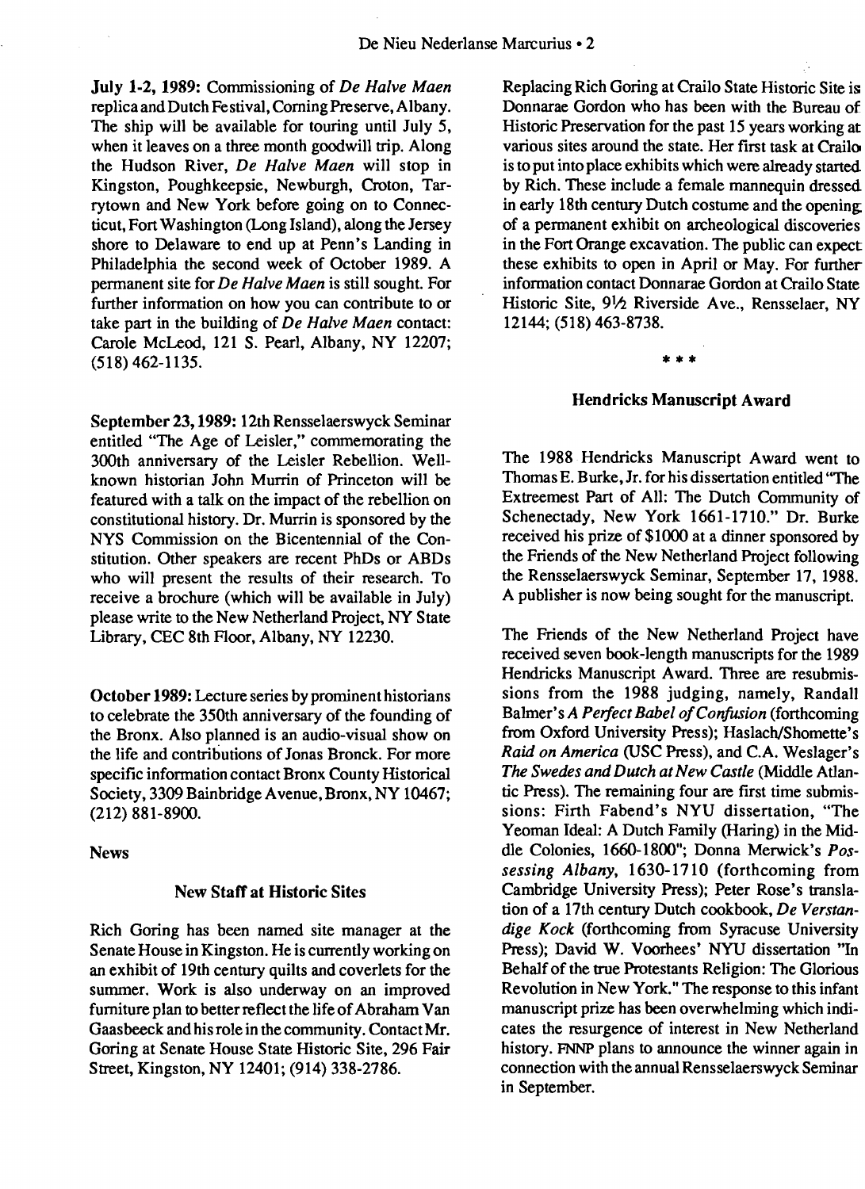**July 1-2, 1989:** Commissioning of *De Halve Maen* replica and Dutch Festival, Corning Preserve, Albany. The ship will be available for touring until July 5, when it leaves on a three month goodwill trip. Along the Hudson River, *De Halve Maen* will stop in Kingston, Poughkeepsie, Newburgh, Croton, Tarrytown and New York before going on to Connecticut, Fort Washington (Long Island), along the Jersey shore to Delaware to end up at Penn's Landing in Philadelphia the second week of October 1989. A permanent site for *De Halve Maen* is still sought. For further information on how you can contribute to or take part in the building of *De Halve Maen* contact: Carole McLeod, 121 S. Pearl, Albany, NY 12207; (518) 462-1135.

**September 23, 1989:** 12th Rensselaerswyck Seminar entitled "The Age of Leisler," commemorating the 300th anniversary of the Leisler Rebellion. Well-known historian John Murrin of Princeton will be featured with a talk on the impact of the rebellion on constitutional history. Dr. Murrin is sponsored by the NYS Commission on the Bicentennial of the Constitution. Other speakers are recent PhDs or ABDs who will present the results of their research. To receive a brochure (which will be available in July) please write to the New Netherland Project, NY State Library, CEC 8th Floor, Albany, NY 12230.

**October 1989:** Lecture series by prominent historians to celebrate the 350th anniversary of the founding of the Bronx. Also planned is an audio-visual show on the life and contributions of Jonas Bronck. For more specific information contact Bronx County Historical Society, 3309 Bainbridge Avenue, Bronx, NY 10467; (212) 881-8900.

## News

### New Staff at Historic Sites

Rich Goring has been named site manager at the Senate House in Kingston. He is currently working on an exhibit of 19th century quilts and coverlets for the summer. Work is also underway on an improved furniture plan to better reflect the life of Abraham Van Gaasbeeck and his role in the community. Contact Mr. Goring at Senate House State Historic Site, 296 Fair Street, Kingston, NY 12401; (914) 338-2786.

Replacing Rich Goring at Crailo State Historic Site is Donnarae Gordon who has been with the Bureau of Historic Preservation for the past 15 years working at various sites around the state. Her first task at Crailo is to put into place exhibits which were already started by Rich. These include a female mannequin dressed in early 18th century Dutch costume and the opening of a permanent exhibit on archeological discoveries in the Fort Orange excavation. The public can expect these exhibits to open in April or May. For further information contact Donnarae Gordon at Crailo State Historic Site, 9½ Riverside Ave., Rensselaer, NY 12144; (518) 463-8738.

* * *

### Hendricks Manuscript Award

The 1988 Hendricks Manuscript Award went to Thomas E. Burke, Jr. for his dissertation entitled "The Extreemest Part of All: The Dutch Community of Schenectady, New York 1661-1710." Dr. Burke received his prize of $1000 at a dinner sponsored by the Friends of the New Netherland Project following the Rensselaerswyck Seminar, September 17, 1988. A publisher is now being sought for the manuscript.

The Friends of the New Netherland Project have received seven book-length manuscripts for the 1989 Hendricks Manuscript Award. Three are resubmissions from the 1988 judging, namely, Randall Balmer's *A Perfect Babel of Confusion* (forthcoming from Oxford University Press); Haslach/Shomette's *Raid on America* (USC Press), and C.A. Weslager's *The Swedes and Dutch at New Castle* (Middle Atlantic Press). The remaining four are first time submissions: Firth Fabend's NYU dissertation, "The Yeoman Ideal: A Dutch Family (Haring) in the Middle Colonies, 1660-1800"; Donna Merwick's *Possessing Albany*, 1630-1710 (forthcoming from Cambridge University Press); Peter Rose's translation of a 17th century Dutch cookbook, *De Verstandige Kock* (forthcoming from Syracuse University Press); David W. Voorhees' NYU dissertation "In Behalf of the true Protestants Religion: The Glorious Revolution in New York." The response to this infant manuscript prize has been overwhelming which indicates the resurgence of interest in New Netherland history. FNNP plans to announce the winner again in connection with the annual Rensselaerswyck Seminar in September.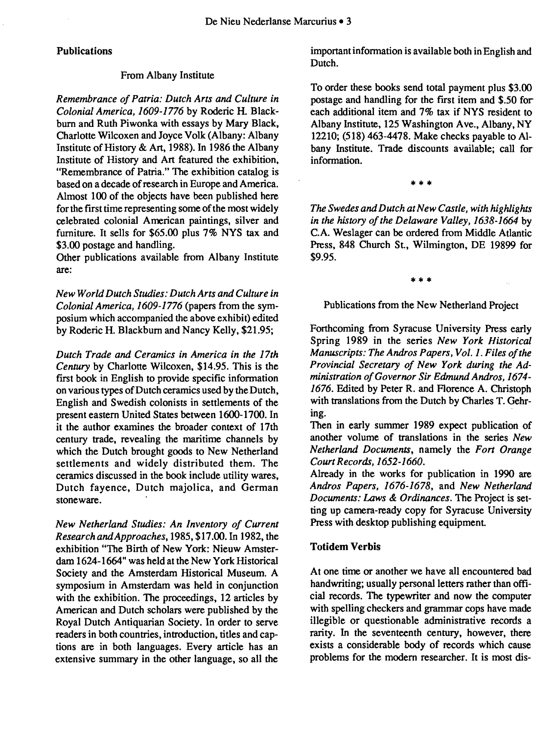## Publications

### From Albany Institute

*Remembrance of Patria: Dutch Arts and Culture in Colonial America, 1609-1776* by Roderic H. Blackburn and Ruth Piwonka with essays by Mary Black, Charlotte Wilcoxen and Joyce Volk (Albany: Albany Institute of History & Art, 1988). In 1986 the Albany Institute of History and Art featured the exhibition, "Remembrance of Patria." The exhibition catalog is based on a decade of research in Europe and America. Almost 100 of the objects have been published here for the first time representing some of the most widely celebrated colonial American paintings, silver and furniture. It sells for $65.00 plus 7% NYS tax and $3.00 postage and handling.
Other publications available from Albany Institute are:

*New World Dutch Studies: Dutch Arts and Culture in Colonial America, 1609-1776* (papers from the symposium which accompanied the above exhibit) edited by Roderic H. Blackburn and Nancy Kelly, $21.95;

*Dutch Trade and Ceramics in America in the 17th Century* by Charlotte Wilcoxen, $14.95. This is the first book in English to provide specific information on various types of Dutch ceramics used by the Dutch, English and Swedish colonists in settlements of the present eastern United States between 1600-1700. In it the author examines the broader context of 17th century trade, revealing the maritime channels by which the Dutch brought goods to New Netherland settlements and widely distributed them. The ceramics discussed in the book include utility wares, Dutch fayence, Dutch majolica, and German stoneware.

*New Netherland Studies: An Inventory of Current Research and Approaches*, 1985, $17.00. In 1982, the exhibition "The Birth of New York: Nieuw Amsterdam 1624-1664" was held at the New York Historical Society and the Amsterdam Historical Museum. A symposium in Amsterdam was held in conjunction with the exhibition. The proceedings, 12 articles by American and Dutch scholars were published by the Royal Dutch Antiquarian Society. In order to serve readers in both countries, introduction, titles and captions are in both languages. Every article has an extensive summary in the other language, so all the important information is available both in English and Dutch.

To order these books send total payment plus $3.00 postage and handling for the first item and $.50 for each additional item and 7% tax if NYS resident to Albany Institute, 125 Washington Ave., Albany, NY 12210; (518) 463-4478. Make checks payable to Albany Institute. Trade discounts available; call for information.

\* \* \*

*The Swedes and Dutch at New Castle, with highlights in the history of the Delaware Valley, 1638-1664* by C.A. Weslager can be ordered from Middle Atlantic Press, 848 Church St., Wilmington, DE 19899 for $9.95.

\* \* \*

### Publications from the New Netherland Project

Forthcoming from Syracuse University Press early Spring 1989 in the series *New York Historical Manuscripts: The Andros Papers, Vol. 1. Files of the Provincial Secretary of New York during the Administration of Governor Sir Edmund Andros, 1674-1676*. Edited by Peter R. and Florence A. Christoph with translations from the Dutch by Charles T. Gehring.
Then in early summer 1989 expect publication of another volume of translations in the series *New Netherland Documents*, namely the *Fort Orange Court Records, 1652-1660*.
Already in the works for publication in 1990 are *Andros Papers, 1676-1678*, and *New Netherland Documents: Laws & Ordinances*. The Project is setting up camera-ready copy for Syracuse University Press with desktop publishing equipment.

## Totidem Verbis

At one time or another we have all encountered bad handwriting; usually personal letters rather than official records. The typewriter and now the computer with spelling checkers and grammar cops have made illegible or questionable administrative records a rarity. In the seventeenth century, however, there exists a considerable body of records which cause problems for the modern researcher. It is most dis-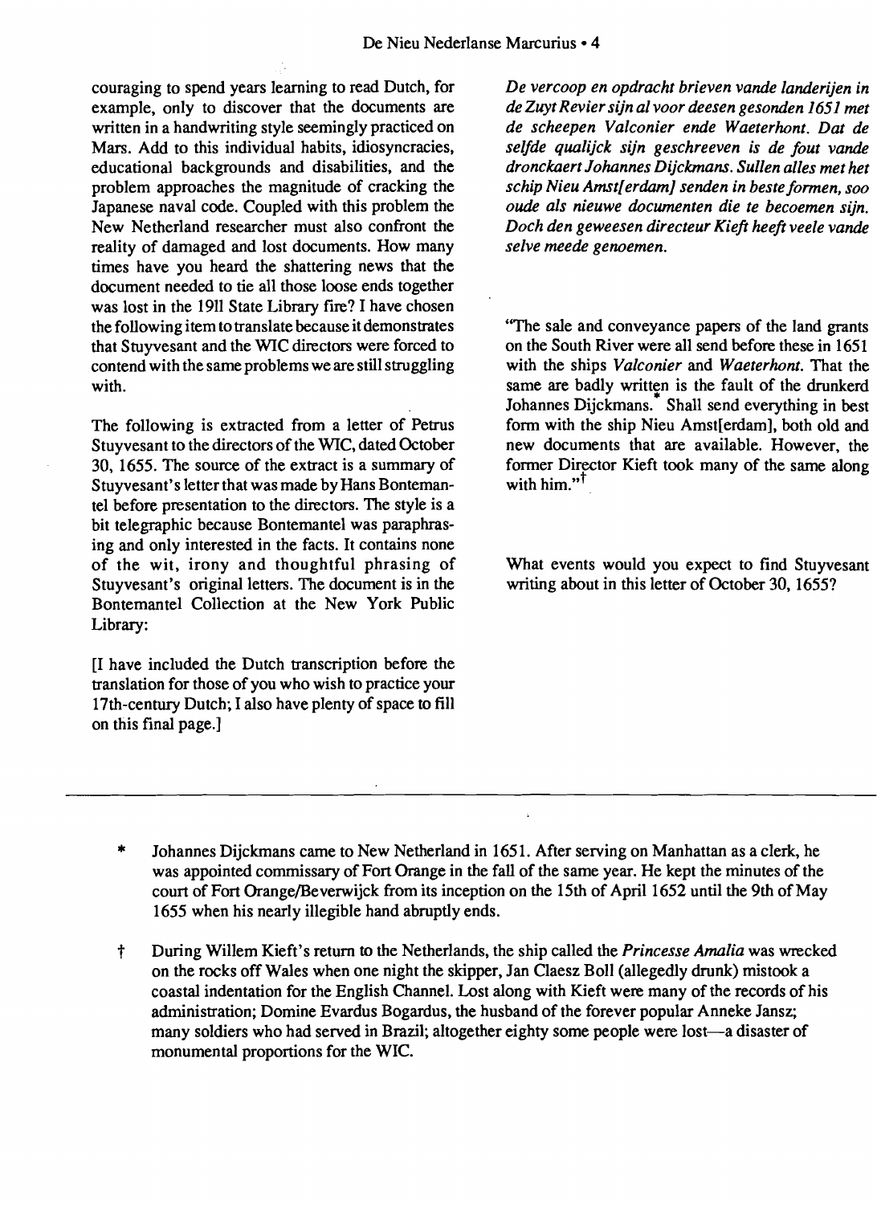couraging to spend years learning to read Dutch, for example, only to discover that the documents are written in a handwriting style seemingly practiced on Mars. Add to this individual habits, idiosyncracies, educational backgrounds and disabilities, and the problem approaches the magnitude of cracking the Japanese naval code. Coupled with this problem the New Netherland researcher must also confront the reality of damaged and lost documents. How many times have you heard the shattering news that the document needed to tie all those loose ends together was lost in the 1911 State Library fire? I have chosen the following item to translate because it demonstrates that Stuyvesant and the WIC directors were forced to contend with the same problems we are still struggling with.

The following is extracted from a letter of Petrus Stuyvesant to the directors of the WIC, dated October 30, 1655. The source of the extract is a summary of Stuyvesant's letter that was made by Hans Bontemantel before presentation to the directors. The style is a bit telegraphic because Bontemantel was paraphrasing and only interested in the facts. It contains none of the wit, irony and thoughtful phrasing of Stuyvesant's original letters. The document is in the Bontemantel Collection at the New York Public Library:

[I have included the Dutch transcription before the translation for those of you who wish to practice your 17th-century Dutch; I also have plenty of space to fill on this final page.]

*De vercoop en opdracht brieven vande landerijen in de Zuyt Revier sijn al voor deesen gesonden 1651 met de scheepen Valconier ende Waeterhont. Dat de selfde qualijck sijn geschreeven is de fout vande dronckaert Johannes Dijckmans. Sullen alles met het schip Nieu Amst[erdam] senden in beste formen, soo oude als nieuwe documenten die te becoemen sijn. Doch den geweesen directeur Kieft heeft veele vande selve meede genoemen.*

"The sale and conveyance papers of the land grants on the South River were all send before these in 1651 with the ships *Valconier* and *Waeterhont*. That the same are badly written is the fault of the drunkerd Johannes Dijckmans.* Shall send everything in best form with the ship Nieu Amst[erdam], both old and new documents that are available. However, the former Director Kieft took many of the same along with him."†

What events would you expect to find Stuyvesant writing about in this letter of October 30, 1655?

---

\* Johannes Dijckmans came to New Netherland in 1651. After serving on Manhattan as a clerk, he was appointed commissary of Fort Orange in the fall of the same year. He kept the minutes of the court of Fort Orange/Beverwijck from its inception on the 15th of April 1652 until the 9th of May 1655 when his nearly illegible hand abruptly ends.

† During Willem Kieft's return to the Netherlands, the ship called the *Princesse Amalia* was wrecked on the rocks off Wales when one night the skipper, Jan Claesz Boll (allegedly drunk) mistook a coastal indentation for the English Channel. Lost along with Kieft were many of the records of his administration; Domine Evardus Bogardus, the husband of the forever popular Anneke Jansz; many soldiers who had served in Brazil; altogether eighty some people were lost—a disaster of monumental proportions for the WIC.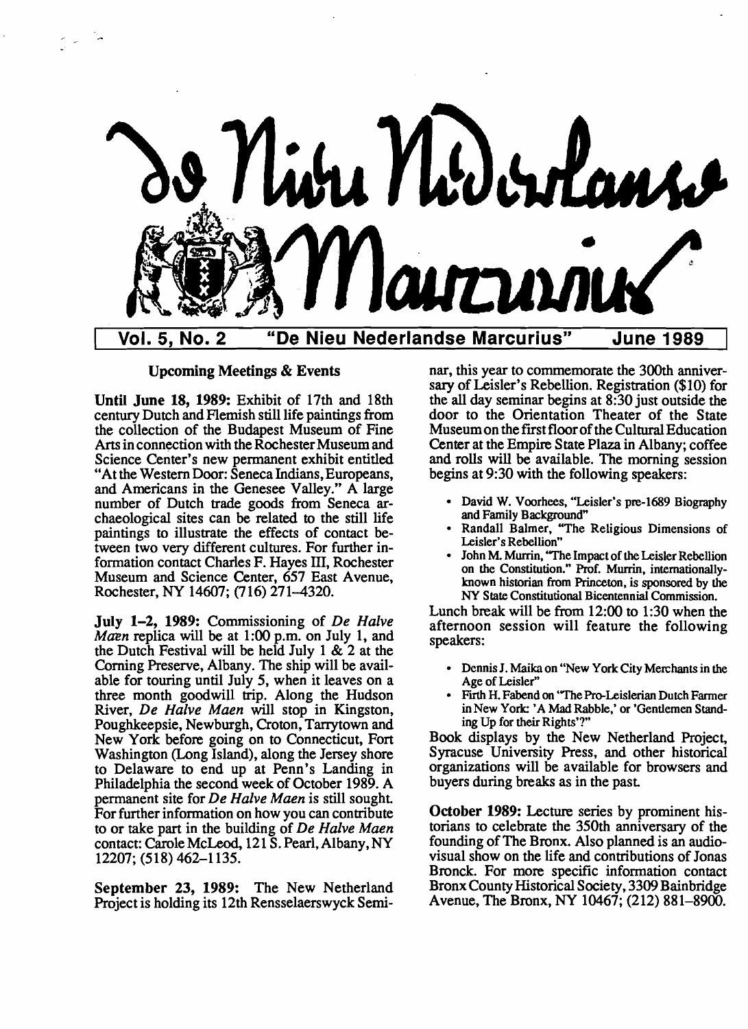# De Nieu Nederlandse Marcurius

**Vol. 5, No. 2 — "De Nieu Nederlandse Marcurius" — June 1989**

## Upcoming Meetings & Events

**Until June 18, 1989:** Exhibit of 17th and 18th century Dutch and Flemish still life paintings from the collection of the Budapest Museum of Fine Arts in connection with the Rochester Museum and Science Center's new permanent exhibit entitled "At the Western Door: Seneca Indians, Europeans, and Americans in the Genesee Valley." A large number of Dutch trade goods from Seneca archaeological sites can be related to the still life paintings to illustrate the effects of contact between two very different cultures. For further information contact Charles F. Hayes III, Rochester Museum and Science Center, 657 East Avenue, Rochester, NY 14607; (716) 271–4320.

**July 1–2, 1989:** Commissioning of *De Halve Maen* replica will be at 1:00 p.m. on July 1, and the Dutch Festival will be held July 1 & 2 at the Corning Preserve, Albany. The ship will be available for touring until July 5, when it leaves on a three month goodwill trip. Along the Hudson River, *De Halve Maen* will stop in Kingston, Poughkeepsie, Newburgh, Croton, Tarrytown and New York before going on to Connecticut, Fort Washington (Long Island), along the Jersey shore to Delaware to end up at Penn's Landing in Philadelphia the second week of October 1989. A permanent site for *De Halve Maen* is still sought. For further information on how you can contribute to or take part in the building of *De Halve Maen* contact: Carole McLeod, 121 S. Pearl, Albany, NY 12207; (518) 462–1135.

**September 23, 1989:** The New Netherland Project is holding its 12th Rensselaerswyck Seminar, this year to commemorate the 300th anniversary of Leisler's Rebellion. Registration ($10) for the all day seminar begins at 8:30 just outside the door to the Orientation Theater of the State Museum on the first floor of the Cultural Education Center at the Empire State Plaza in Albany; coffee and rolls will be available. The morning session begins at 9:30 with the following speakers:

- David W. Voorhees, "Leisler's pre-1689 Biography and Family Background"
- Randall Balmer, "The Religious Dimensions of Leisler's Rebellion"
- John M. Murrin, "The Impact of the Leisler Rebellion on the Constitution." Prof. Murrin, internationally-known historian from Princeton, is sponsored by the NY State Constitutional Bicentennial Commission.

Lunch break will be from 12:00 to 1:30 when the afternoon session will feature the following speakers:

- Dennis J. Maika on "New York City Merchants in the Age of Leisler"
- Firth H. Fabend on "The Pro-Leislerian Dutch Farmer in New York: 'A Mad Rabble,' or 'Gentlemen Standing Up for their Rights'?"

Book displays by the New Netherland Project, Syracuse University Press, and other historical organizations will be available for browsers and buyers during breaks as in the past.

**October 1989:** Lecture series by prominent historians to celebrate the 350th anniversary of the founding of The Bronx. Also planned is an audio-visual show on the life and contributions of Jonas Bronck. For more specific information contact Bronx County Historical Society, 3309 Bainbridge Avenue, The Bronx, NY 10467; (212) 881–8900.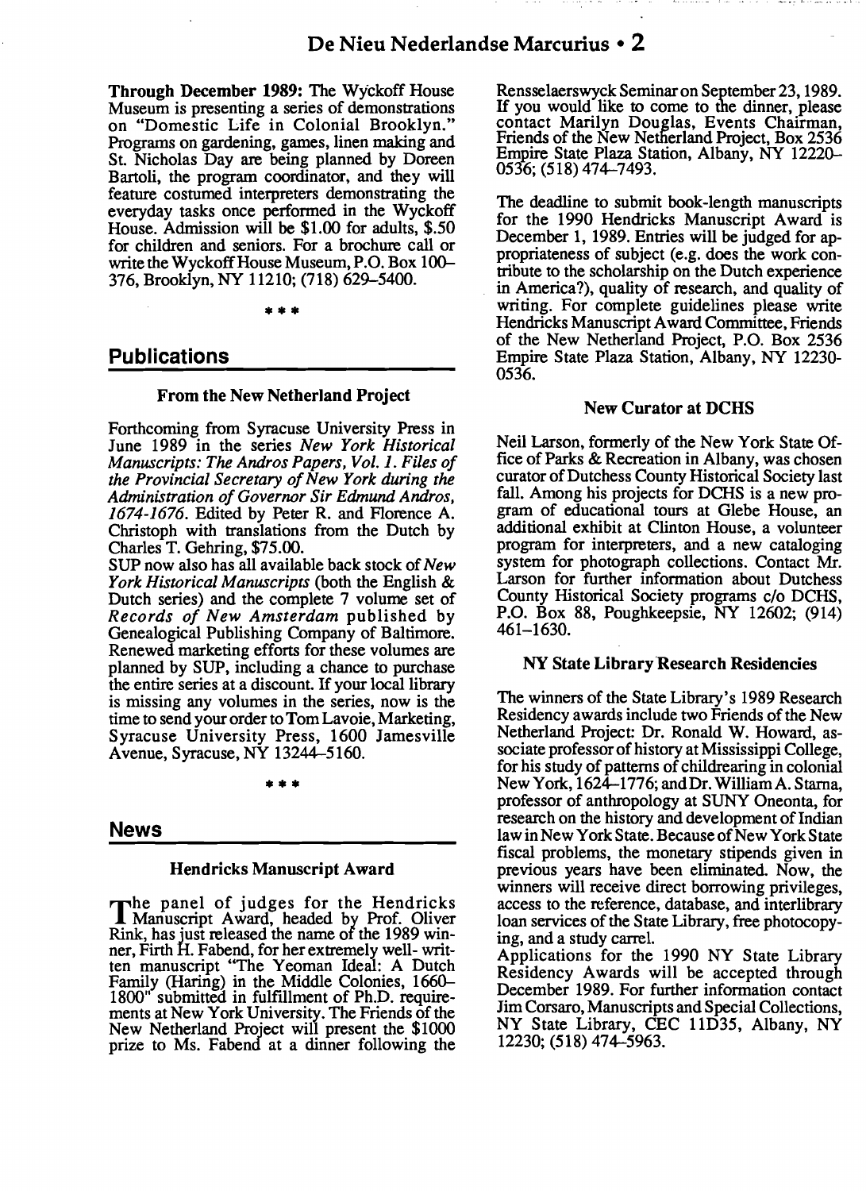**Through December 1989:** The Wyckoff House Museum is presenting a series of demonstrations on "Domestic Life in Colonial Brooklyn." Programs on gardening, games, linen making and St. Nicholas Day are being planned by Doreen Bartoli, the program coordinator, and they will feature costumed interpreters demonstrating the everyday tasks once performed in the Wyckoff House. Admission will be $1.00 for adults, $.50 for children and seniors. For a brochure call or write the Wyckoff House Museum, P.O. Box 100–376, Brooklyn, NY 11210; (718) 629–5400.

\* \* \*

## Publications

### From the New Netherland Project

Forthcoming from Syracuse University Press in June 1989 in the series *New York Historical Manuscripts: The Andros Papers, Vol. 1. Files of the Provincial Secretary of New York during the Administration of Governor Sir Edmund Andros, 1674-1676.* Edited by Peter R. and Florence A. Christoph with translations from the Dutch by Charles T. Gehring, $75.00.

SUP now also has all available back stock of *New York Historical Manuscripts* (both the English & Dutch series) and the complete 7 volume set of *Records of New Amsterdam* published by Genealogical Publishing Company of Baltimore. Renewed marketing efforts for these volumes are planned by SUP, including a chance to purchase the entire series at a discount. If your local library is missing any volumes in the series, now is the time to send your order to Tom Lavoie, Marketing, Syracuse University Press, 1600 Jamesville Avenue, Syracuse, NY 13244–5160.

\* \* \*

## News

### Hendricks Manuscript Award

The panel of judges for the Hendricks Manuscript Award, headed by Prof. Oliver Rink, has just released the name of the 1989 winner, Firth H. Fabend, for her extremely well- written manuscript "The Yeoman Ideal: A Dutch Family (Haring) in the Middle Colonies, 1660–1800" submitted in fulfillment of Ph.D. requirements at New York University. The Friends of the New Netherland Project will present the $1000 prize to Ms. Fabend at a dinner following the Rensselaerswyck Seminar on September 23, 1989. If you would like to come to the dinner, please contact Marilyn Douglas, Events Chairman, Friends of the New Netherland Project, Box 2536 Empire State Plaza Station, Albany, NY 12220–0536; (518) 474–7493.

The deadline to submit book-length manuscripts for the 1990 Hendricks Manuscript Award is December 1, 1989. Entries will be judged for appropriateness of subject (e.g. does the work contribute to the scholarship on the Dutch experience in America?), quality of research, and quality of writing. For complete guidelines please write Hendricks Manuscript Award Committee, Friends of the New Netherland Project, P.O. Box 2536 Empire State Plaza Station, Albany, NY 12230-0536.

### New Curator at DCHS

Neil Larson, formerly of the New York State Office of Parks & Recreation in Albany, was chosen curator of Dutchess County Historical Society last fall. Among his projects for DCHS is a new program of educational tours at Glebe House, an additional exhibit at Clinton House, a volunteer program for interpreters, and a new cataloging system for photograph collections. Contact Mr. Larson for further information about Dutchess County Historical Society programs c/o DCHS, P.O. Box 88, Poughkeepsie, NY 12602; (914) 461–1630.

### NY State Library Research Residencies

The winners of the State Library's 1989 Research Residency awards include two Friends of the New Netherland Project: Dr. Ronald W. Howard, associate professor of history at Mississippi College, for his study of patterns of childrearing in colonial New York, 1624–1776; and Dr. William A. Starna, professor of anthropology at SUNY Oneonta, for research on the history and development of Indian law in New York State. Because of New York State fiscal problems, the monetary stipends given in previous years have been eliminated. Now, the winners will receive direct borrowing privileges, access to the reference, database, and interlibrary loan services of the State Library, free photocopying, and a study carrel.

Applications for the 1990 NY State Library Residency Awards will be accepted through December 1989. For further information contact Jim Corsaro, Manuscripts and Special Collections, NY State Library, CEC 11D35, Albany, NY 12230; (518) 474–5963.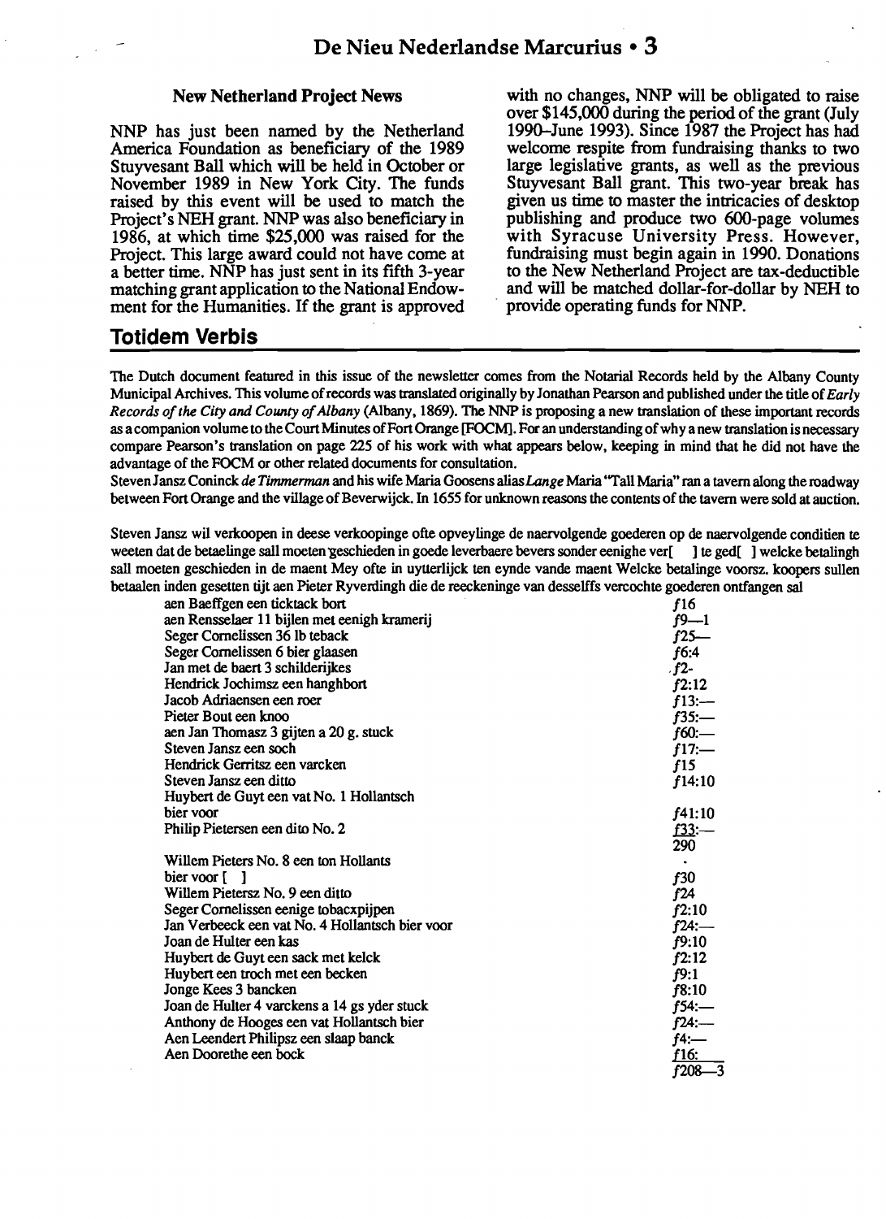### New Netherland Project News

NNP has just been named by the Netherland America Foundation as beneficiary of the 1989 Stuyvesant Ball which will be held in October or November 1989 in New York City. The funds raised by this event will be used to match the Project's NEH grant. NNP was also beneficiary in 1986, at which time $25,000 was raised for the Project. This large award could not have come at a better time. NNP has just sent in its fifth 3-year matching grant application to the National Endowment for the Humanities. If the grant is approved with no changes, NNP will be obligated to raise over $145,000 during the period of the grant (July 1990–June 1993). Since 1987 the Project has had welcome respite from fundraising thanks to two large legislative grants, as well as the previous Stuyvesant Ball grant. This two-year break has given us time to master the intricacies of desktop publishing and produce two 600-page volumes with Syracuse University Press. However, fundraising must begin again in 1990. Donations to the New Netherland Project are tax-deductible and will be matched dollar-for-dollar by NEH to provide operating funds for NNP.

## Totidem Verbis

The Dutch document featured in this issue of the newsletter comes from the Notarial Records held by the Albany County Municipal Archives. This volume of records was translated originally by Jonathan Pearson and published under the title of *Early Records of the City and County of Albany* (Albany, 1869). The NNP is proposing a new translation of these important records as a companion volume to the Court Minutes of Fort Orange [FOCM]. For an understanding of why a new translation is necessary compare Pearson's translation on page 225 of his work with what appears below, keeping in mind that he did not have the advantage of the FOCM or other related documents for consultation.

Steven Jansz Coninck *de Timmerman* and his wife Maria Goosens alias *Lange* Maria "Tall Maria" ran a tavern along the roadway between Fort Orange and the village of Beverwijck. In 1655 for unknown reasons the contents of the tavern were sold at auction.

Steven Jansz wil verkoopen in deese verkoopinge ofte opveylinge de naervolgende goederen op de naervolgende conditien te weeten dat de betaelinge sall moeten geschieden in goede leverbaere bevers sonder eenighe ver[ ] te ged[ ] welcke betalingh sall moeten geschieden in de maent Mey ofte in uytterlijck ten eynde vande maent Welcke betalinge voorsz. koopers sullen betaalen inden gesetten tijt aen Pieter Ryverdingh die de reeckeninge van desselffs vercochte goederen ontfangen sal

| | |
|---|---|
| aen Baeffgen een ticktack bort | *f*16 |
| aen Rensselaer 11 bijlen met eenigh kramerij | *f*9—1 |
| Seger Cornelissen 36 lb teback | *f*25— |
| Seger Cornelissen 6 bier glaasen | *f*6:4 |
| Jan met de baert 3 schilderijkes | *f*2- |
| Hendrick Jochimsz een hanghbort | *f*2:12 |
| Jacob Adriaensen een roer | *f*13:— |
| Pieter Bout een knoo | *f*35:— |
| aen Jan Thomasz 3 gijten a 20 g. stuck | *f*60:— |
| Steven Jansz een soch | *f*17:— |
| Hendrick Gerritsz een varcken | *f*15 |
| Steven Jansz een ditto | *f*14:10 |
| Huybert de Guyt een vat No. 1 Hollantsch bier voor | *f*41:10 |
| Philip Pietersen een dito No. 2 | *f*33:— |
| | 290 |
| Willem Pieters No. 8 een ton Hollants bier voor [ ] | *f*30 |
| Willem Pietersz No. 9 een ditto | *f*24 |
| Seger Cornelissen eenige tobacxpijpen | *f*2:10 |
| Jan Verbeeck een vat No. 4 Hollantsch bier voor | *f*24:— |
| Joan de Hulter een kas | *f*9:10 |
| Huybert de Guyt een sack met kelck | *f*2:12 |
| Huybert een troch met een becken | *f*9:1 |
| Jonge Kees 3 bancken | *f*8:10 |
| Joan de Hulter 4 varckens a 14 gs yder stuck | *f*54:— |
| Anthony de Hooges een vat Hollantsch bier | *f*24:— |
| Aen Leendert Philipsz een slaap banck | *f*4:— |
| Aen Doorethe een bock | *f*16: |
| | *f*208—3 |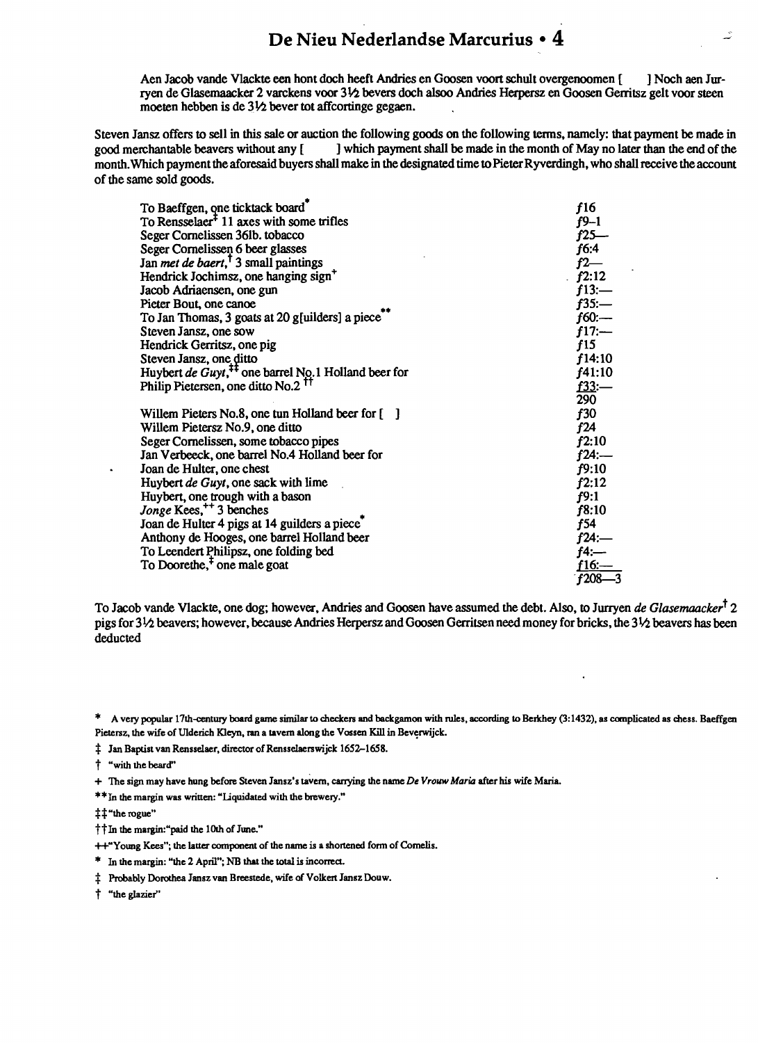Aen Jacob vande Vlackte een hont doch heeft Andries en Goosen voort schult overgenoomen [ ] Noch aen Jurryen de Glasemaacker 2 varckens voor 3½ bevers doch alsoo Andries Herpersz en Goosen Gerritsz gelt voor steen moeten hebben is de 3½ bever tot affcortinge gegaen.

Steven Jansz offers to sell in this sale or auction the following goods on the following terms, namely: that payment be made in good merchantable beavers without any [ ] which payment shall be made in the month of May no later than the end of the month. Which payment the aforesaid buyers shall make in the designated time to Pieter Ryverdingh, who shall receive the account of the same sold goods.

| | |
|---|---|
| To Baeffgen, one ticktack board* | f16 |
| To Rensselaer‡ 11 axes with some trifles | f9–1 |
| Seger Cornelissen 36lb. tobacco | f25— |
| Seger Cornelissen 6 beer glasses | f6:4 |
| Jan *met de baert*,† 3 small paintings | f2— |
| Hendrick Jochimsz, one hanging sign+ | f2:12 |
| Jacob Adriaensen, one gun | f13:— |
| Pieter Bout, one canoe | f35:— |
| To Jan Thomas, 3 goats at 20 g[uilders] a piece** | f60:— |
| Steven Jansz, one sow | f17:— |
| Hendrick Gerritsz, one pig | f15 |
| Steven Jansz, one ditto | f14:10 |
| Huybert *de Guyt*,‡‡ one barrel No.1 Holland beer for | f41:10 |
| Philip Pietersen, one ditto No.2 †† | f33:— |
| | 290 |
| Willem Pieters No.8, one tun Holland beer for [ ] | f30 |
| Willem Pietersz No.9, one ditto | f24 |
| Seger Cornelissen, some tobacco pipes | f2:10 |
| Jan Verbeeck, one barrel No.4 Holland beer for | f24:— |
| Joan de Hulter, one chest | f9:10 |
| Huybert *de Guyt*, one sack with lime | f2:12 |
| Huybert, one trough with a bason | f9:1 |
| *Jonge* Kees,++ 3 benches | f8:10 |
| Joan de Hulter 4 pigs at 14 guilders a piece* | f54 |
| Anthony de Hooges, one barrel Holland beer | f24:— |
| To Leendert Philipsz, one folding bed | f4:— |
| To Doorethe,‡ one male goat | f16:— |
| | f208—3 |

To Jacob vande Vlackte, one dog; however, Andries and Goosen have assumed the debt. Also, to Jurryen *de Glasemaacker*† 2 pigs for 3½ beavers; however, because Andries Herpersz and Goosen Gerritsen need money for bricks, the 3½ beavers has been deducted

\* A very popular 17th-century board game similar to checkers and backgamon with rules, according to Berkhey (3:1432), as complicated as chess. Baeffgen Pietersz, the wife of Ulderich Kleyn, ran a tavern along the Vossen Kill in Beverwijck.

‡ Jan Baptist van Rensselaer, director of Rensselaerswijck 1652–1658.

† "with the beard"

\+ The sign may have hung before Steven Jansz's tavern, carrying the name *De Vrouw Maria* after his wife Maria.

\** In the margin was written: "Liquidated with the brewery."

‡‡ "the rogue"

†† In the margin: "paid the 10th of June."

++ "Young Kees"; the latter component of the name is a shortened form of Cornelis.

\* In the margin: "the 2 April"; NB that the total is incorrect.

‡ Probably Dorothea Jansz van Breestede, wife of Volkert Jansz Douw.

† "the glazier"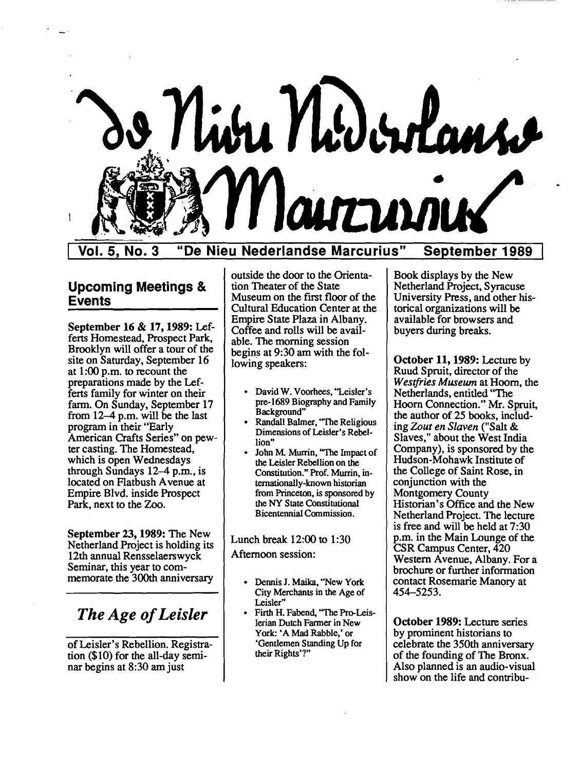# De Nieu Nederlandse Marcurius

**Vol. 5, No. 3 "De Nieu Nederlandse Marcurius" September 1989**

## Upcoming Meetings & Events

**September 16 & 17, 1989:** Lefferts Homestead, Prospect Park, Brooklyn will offer a tour of the site on Saturday, September 16 at 1:00 p.m. to recount the preparations made by the Lefferts family for winter on their farm. On Sunday, September 17 from 12–4 p.m. will be the last program in their "Early American Crafts Series" on pewter casting. The Homestead, which is open Wednesdays through Sundays 12–4 p.m., is located on Flatbush Avenue at Empire Blvd. inside Prospect Park, next to the Zoo.

**September 23, 1989:** The New Netherland Project is holding its 12th annual Rensselaerswyck Seminar, this year to commemorate the 300th anniversary

## *The Age of Leisler*

of Leisler's Rebellion. Registration ($10) for the all-day seminar begins at 8:30 am just outside the door to the Orientation Theater of the State Museum on the first floor of the Cultural Education Center at the Empire State Plaza in Albany. Coffee and rolls will be available. The morning session begins at 9:30 am with the following speakers:

- David W. Voorhees, "Leisler's pre-1689 Biography and Family Background"
- Randall Balmer, "The Religious Dimensions of Leisler's Rebellion"
- John M. Murrin, "The Impact of the Leisler Rebellion on the Constitution." Prof. Murrin, internationally-known historian from Princeton, is sponsored by the NY State Constitutional Bicentennial Commission.

Lunch break 12:00 to 1:30

Afternoon session:

- Dennis J. Maika, "New York City Merchants in the Age of Leisler"
- Firth H. Fabend, "The Pro-Leislerian Dutch Farmer in New York: 'A Mad Rabble,' or 'Gentlemen Standing Up for their Rights'?"

Book displays by the New Netherland Project, Syracuse University Press, and other historical organizations will be available for browsers and buyers during breaks.

**October 11, 1989:** Lecture by Ruud Spruit, director of the *Westfries Museum* at Hoorn, the Netherlands, entitled "The Hoorn Connection." Mr. Spruit, the author of 25 books, including *Zout en Slaven* ("Salt & Slaves," about the West India Company), is sponsored by the Hudson-Mohawk Institute of the College of Saint Rose, in conjunction with the Montgomery County Historian's Office and the New Netherland Project. The lecture is free and will be held at 7:30 p.m. in the Main Lounge of the CSR Campus Center, 420 Western Avenue, Albany. For a brochure or further information contact Rosemarie Manory at 454-5253.

**October 1989:** Lecture series by prominent historians to celebrate the 350th anniversary of the founding of The Bronx. Also planned is an audio-visual show on the life and contribu-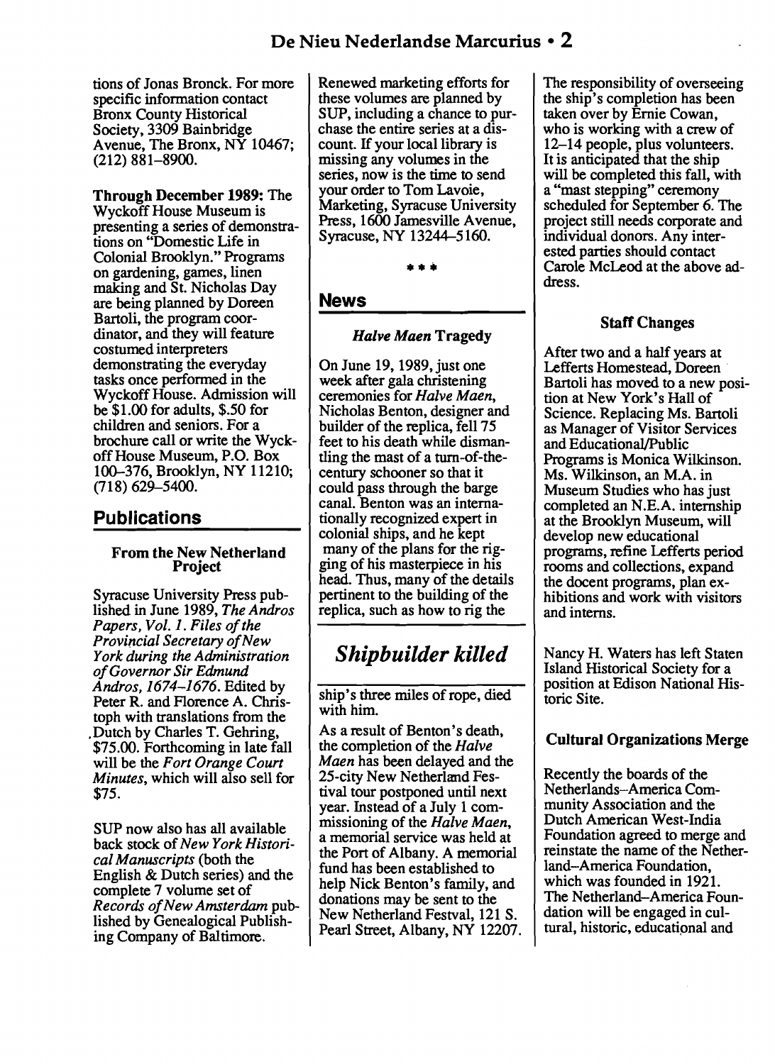tions of Jonas Bronck. For more specific information contact Bronx County Historical Society, 3309 Bainbridge Avenue, The Bronx, NY 10467; (212) 881–8900.

**Through December 1989:** The Wyckoff House Museum is presenting a series of demonstrations on "Domestic Life in Colonial Brooklyn." Programs on gardening, games, linen making and St. Nicholas Day are being planned by Doreen Bartoli, the program coordinator, and they will feature costumed interpreters demonstrating the everyday tasks once performed in the Wyckoff House. Admission will be $1.00 for adults, $.50 for children and seniors. For a brochure call or write the Wyckoff House Museum, P.O. Box 100–376, Brooklyn, NY 11210; (718) 629–5400.

## Publications

### From the New Netherland Project

Syracuse University Press published in June 1989, *The Andros Papers, Vol. 1. Files of the Provincial Secretary of New York during the Administration of Governor Sir Edmund Andros, 1674–1676.* Edited by Peter R. and Florence A. Christoph with translations from the Dutch by Charles T. Gehring, $75.00. Forthcoming in late fall will be the *Fort Orange Court Minutes*, which will also sell for $75.

SUP now also has all available back stock of *New York Historical Manuscripts* (both the English & Dutch series) and the complete 7 volume set of *Records of New Amsterdam* published by Genealogical Publishing Company of Baltimore. Renewed marketing efforts for these volumes are planned by SUP, including a chance to purchase the entire series at a discount. If your local library is missing any volumes in the series, now is the time to send your order to Tom Lavoie, Marketing, Syracuse University Press, 1600 Jamesville Avenue, Syracuse, NY 13244–5160.

\*\*\*

## News

### *Halve Maen* Tragedy

On June 19, 1989, just one week after gala christening ceremonies for *Halve Maen*, Nicholas Benton, designer and builder of the replica, fell 75 feet to his death while dismantling the mast of a turn-of-the-century schooner so that it could pass through the barge canal. Benton was an internationally recognized expert in colonial ships, and he kept many of the plans for the rigging of his masterpiece in his head. Thus, many of the details pertinent to the building of the replica, such as how to rig the ship's three miles of rope, died with him.

## *Shipbuilder killed*

As a result of Benton's death, the completion of the *Halve Maen* has been delayed and the 25-city New Netherland Festival tour postponed until next year. Instead of a July 1 commissioning of the *Halve Maen*, a memorial service was held at the Port of Albany. A memorial fund has been established to help Nick Benton's family, and donations may be sent to the New Netherland Festval, 121 S. Pearl Street, Albany, NY 12207.

The responsibility of overseeing the ship's completion has been taken over by Ernie Cowan, who is working with a crew of 12–14 people, plus volunteers. It is anticipated that the ship will be completed this fall, with a "mast stepping" ceremony scheduled for September 6. The project still needs corporate and individual donors. Any interested parties should contact Carole McLeod at the above address.

### Staff Changes

After two and a half years at Lefferts Homestead, Doreen Bartoli has moved to a new position at New York's Hall of Science. Replacing Ms. Bartoli as Manager of Visitor Services and Educational/Public Programs is Monica Wilkinson. Ms. Wilkinson, an M.A. in Museum Studies who has just completed an N.E.A. internship at the Brooklyn Museum, will develop new educational programs, refine Lefferts period rooms and collections, expand the docent programs, plan exhibitions and work with visitors and interns.

Nancy H. Waters has left Staten Island Historical Society for a position at Edison National Historic Site.

### Cultural Organizations Merge

Recently the boards of the Netherlands–America Community Association and the Dutch American West-India Foundation agreed to merge and reinstate the name of the Netherland–America Foundation, which was founded in 1921. The Netherland–America Foundation will be engaged in cultural, historic, educational and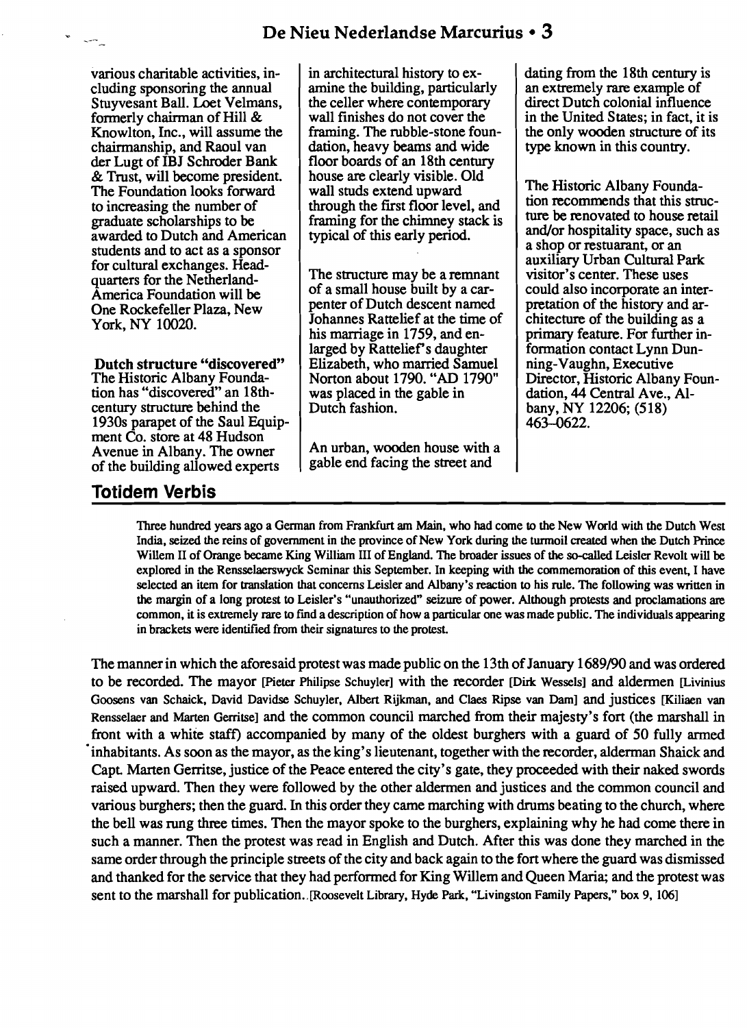various charitable activities, including sponsoring the annual Stuyvesant Ball. Loet Velmans, formerly chairman of Hill & Knowlton, Inc., will assume the chairmanship, and Raoul van der Lugt of IBJ Schroder Bank & Trust, will become president. The Foundation looks forward to increasing the number of graduate scholarships to be awarded to Dutch and American students and to act as a sponsor for cultural exchanges. Headquarters for the Netherland-America Foundation will be One Rockefeller Plaza, New York, NY 10020.

**Dutch structure "discovered"**
The Historic Albany Foundation has "discovered" an 18th-century structure behind the 1930s parapet of the Saul Equipment Co. store at 48 Hudson Avenue in Albany. The owner of the building allowed experts in architectural history to examine the building, particularly the celler where contemporary wall finishes do not cover the framing. The rubble-stone foundation, heavy beams and wide floor boards of an 18th century house are clearly visible. Old wall studs extend upward through the first floor level, and framing for the chimney stack is typical of this early period.

The structure may be a remnant of a small house built by a carpenter of Dutch descent named Johannes Rattelief at the time of his marriage in 1759, and enlarged by Rattelief's daughter Elizabeth, who married Samuel Norton about 1790. "AD 1790" was placed in the gable in Dutch fashion.

An urban, wooden house with a gable end facing the street and dating from the 18th century is an extremely rare example of direct Dutch colonial influence in the United States; in fact, it is the only wooden structure of its type known in this country.

The Historic Albany Foundation recommends that this structure be renovated to house retail and/or hospitality space, such as a shop or restuarant, or an auxiliary Urban Cultural Park visitor's center. These uses could also incorporate an interpretation of the history and architecture of the building as a primary feature. For further information contact Lynn Dunning-Vaughn, Executive Director, Historic Albany Foundation, 44 Central Ave., Albany, NY 12206; (518) 463–0622.

## Totidem Verbis

Three hundred years ago a German from Frankfurt am Main, who had come to the New World with the Dutch West India, seized the reins of government in the province of New York during the turmoil created when the Dutch Prince Willem II of Orange became King William III of England. The broader issues of the so-called Leisler Revolt will be explored in the Rensselaerswyck Seminar this September. In keeping with the commemoration of this event, I have selected an item for translation that concerns Leisler and Albany's reaction to his rule. The following was written in the margin of a long protest to Leisler's "unauthorized" seizure of power. Although protests and proclamations are common, it is extremely rare to find a description of how a particular one was made public. The individuals appearing in brackets were identified from their signatures to the protest.

The manner in which the aforesaid protest was made public on the 13th of January 1689/90 and was ordered to be recorded. The mayor [Pieter Philipse Schuyler] with the recorder [Dirk Wessels] and aldermen [Livinius Goosens van Schaick, David Davidse Schuyler, Albert Rijkman, and Claes Ripse van Dam] and justices [Kiliaen van Rensselaer and Marten Gerritse] and the common council marched from their majesty's fort (the marshall in front with a white staff) accompanied by many of the oldest burghers with a guard of 50 fully armed inhabitants. As soon as the mayor, as the king's lieutenant, together with the recorder, alderman Shaick and Capt. Marten Gerritse, justice of the Peace entered the city's gate, they proceeded with their naked swords raised upward. Then they were followed by the other aldermen and justices and the common council and various burghers; then the guard. In this order they came marching with drums beating to the church, where the bell was rung three times. Then the mayor spoke to the burghers, explaining why he had come there in such a manner. Then the protest was read in English and Dutch. After this was done they marched in the same order through the principle streets of the city and back again to the fort where the guard was dismissed and thanked for the service that they had performed for King Willem and Queen Maria; and the protest was sent to the marshall for publication. [Roosevelt Library, Hyde Park, "Livingston Family Papers," box 9, 106]